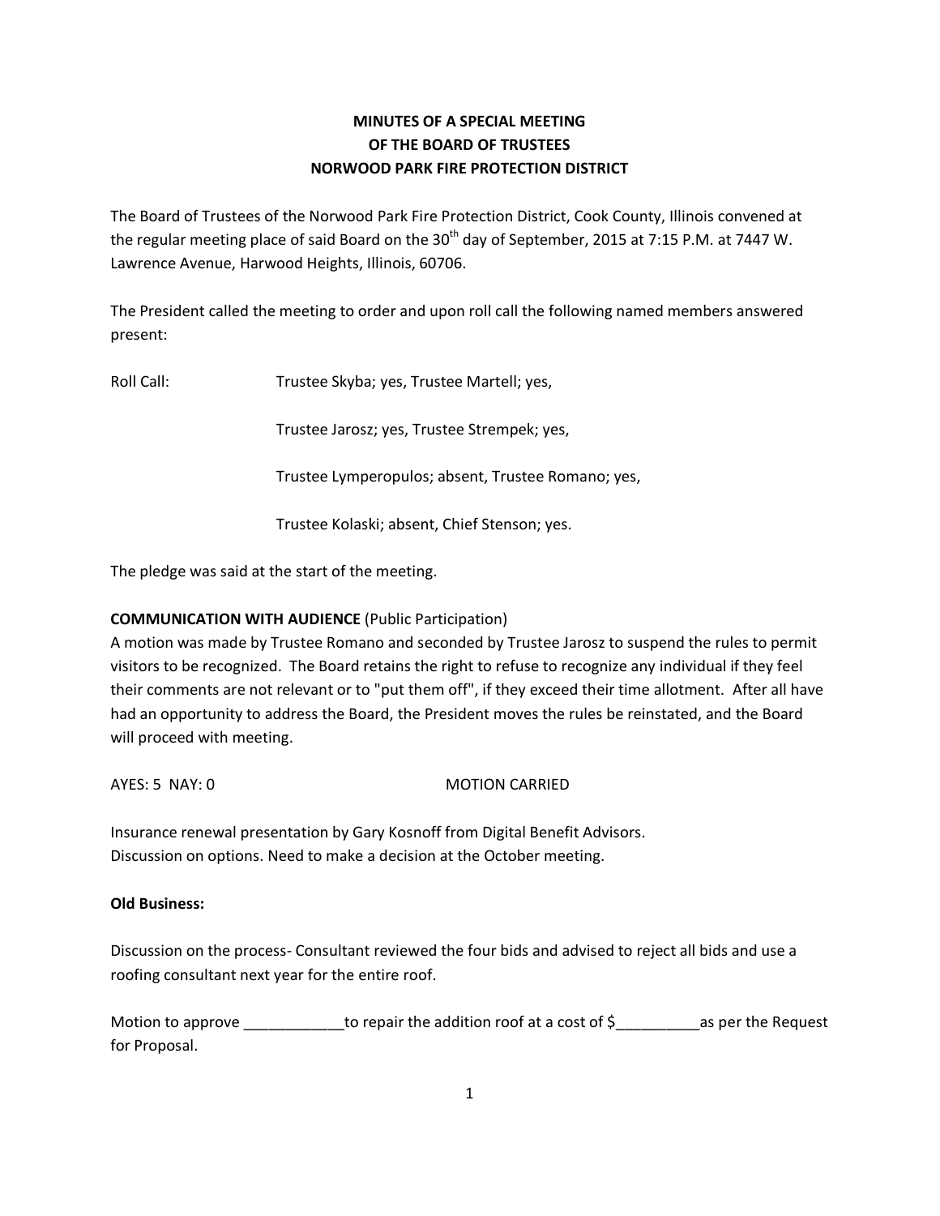# MINUTES OF A SPECIAL MEETING
# OF THE BOARD OF TRUSTEES
# NORWOOD PARK FIRE PROTECTION DISTRICT

The Board of Trustees of the Norwood Park Fire Protection District, Cook County, Illinois convened at the regular meeting place of said Board on the 30th day of September, 2015 at 7:15 P.M. at 7447 W. Lawrence Avenue, Harwood Heights, Illinois, 60706.

The President called the meeting to order and upon roll call the following named members answered present:

Roll Call: Trustee Skyba; yes, Trustee Martell; yes,

Trustee Jarosz; yes, Trustee Strempek; yes,

Trustee Lymperopulos; absent, Trustee Romano; yes,

Trustee Kolaski; absent, Chief Stenson; yes.

The pledge was said at the start of the meeting.

**COMMUNICATION WITH AUDIENCE** (Public Participation)
A motion was made by Trustee Romano and seconded by Trustee Jarosz to suspend the rules to permit visitors to be recognized. The Board retains the right to refuse to recognize any individual if they feel their comments are not relevant or to "put them off", if they exceed their time allotment. After all have had an opportunity to address the Board, the President moves the rules be reinstated, and the Board will proceed with meeting.

AYES: 5 NAY: 0 MOTION CARRIED

Insurance renewal presentation by Gary Kosnoff from Digital Benefit Advisors.
Discussion on options. Need to make a decision at the October meeting.

**Old Business:**

Discussion on the process- Consultant reviewed the four bids and advised to reject all bids and use a roofing consultant next year for the entire roof.

Motion to approve ____________to repair the addition roof at a cost of $__________as per the Request for Proposal.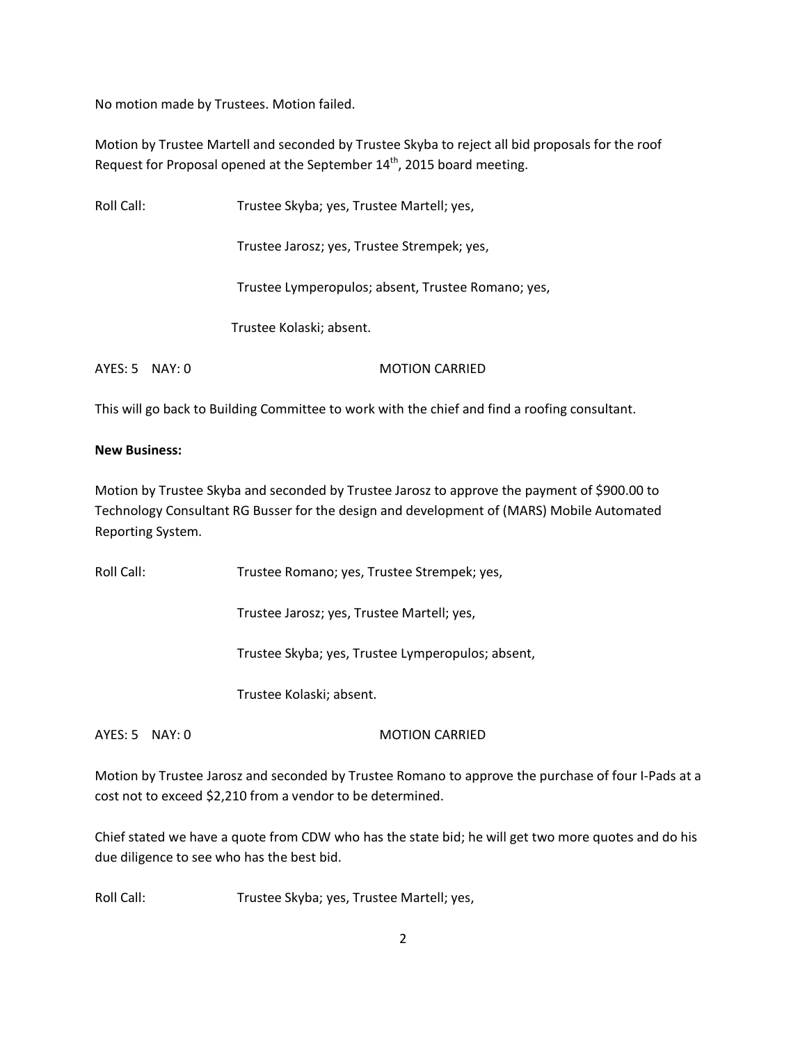No motion made by Trustees. Motion failed.

Motion by Trustee Martell and seconded by Trustee Skyba to reject all bid proposals for the roof Request for Proposal opened at the September 14th, 2015 board meeting.

Roll Call: Trustee Skyba; yes, Trustee Martell; yes,

Trustee Jarosz; yes, Trustee Strempek; yes,

Trustee Lymperopulos; absent, Trustee Romano; yes,

Trustee Kolaski; absent.

AYES: 5 NAY: 0 MOTION CARRIED

This will go back to Building Committee to work with the chief and find a roofing consultant.

**New Business:**

Motion by Trustee Skyba and seconded by Trustee Jarosz to approve the payment of $900.00 to Technology Consultant RG Busser for the design and development of (MARS) Mobile Automated Reporting System.

Roll Call: Trustee Romano; yes, Trustee Strempek; yes,

Trustee Jarosz; yes, Trustee Martell; yes,

Trustee Skyba; yes, Trustee Lymperopulos; absent,

Trustee Kolaski; absent.

AYES: 5 NAY: 0 MOTION CARRIED

Motion by Trustee Jarosz and seconded by Trustee Romano to approve the purchase of four I-Pads at a cost not to exceed $2,210 from a vendor to be determined.

Chief stated we have a quote from CDW who has the state bid; he will get two more quotes and do his due diligence to see who has the best bid.

Roll Call: Trustee Skyba; yes, Trustee Martell; yes,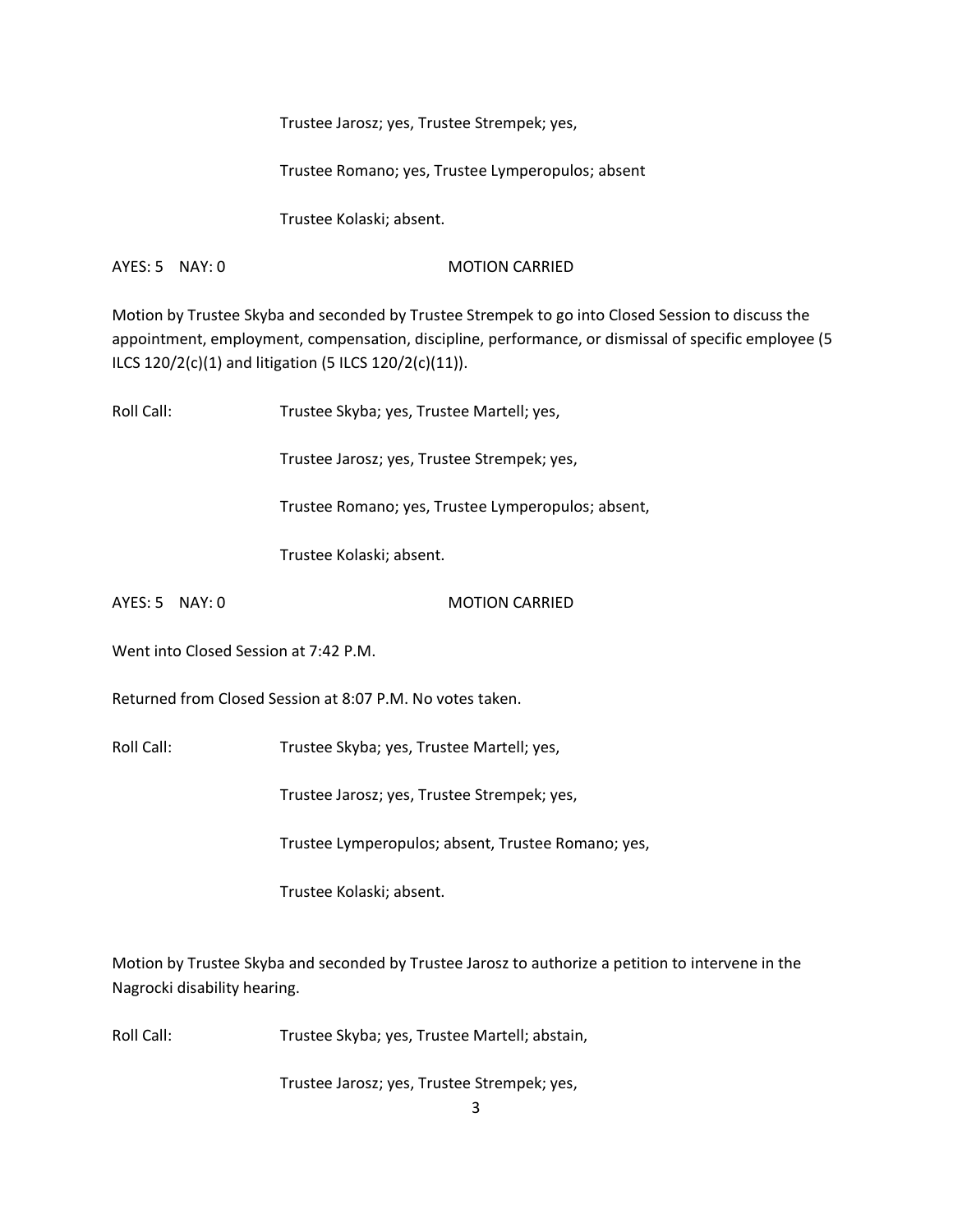Trustee Jarosz; yes, Trustee Strempek; yes,

Trustee Romano; yes, Trustee Lymperopulos; absent

Trustee Kolaski; absent.

AYES: 5 NAY: 0 MOTION CARRIED

Motion by Trustee Skyba and seconded by Trustee Strempek to go into Closed Session to discuss the appointment, employment, compensation, discipline, performance, or dismissal of specific employee (5 ILCS 120/2(c)(1) and litigation (5 ILCS 120/2(c)(11)).

Roll Call: Trustee Skyba; yes, Trustee Martell; yes,

Trustee Jarosz; yes, Trustee Strempek; yes,

Trustee Romano; yes, Trustee Lymperopulos; absent,

Trustee Kolaski; absent.

AYES: 5 NAY: 0 MOTION CARRIED

Went into Closed Session at 7:42 P.M.

Returned from Closed Session at 8:07 P.M. No votes taken.

Roll Call: Trustee Skyba; yes, Trustee Martell; yes,

Trustee Jarosz; yes, Trustee Strempek; yes,

Trustee Lymperopulos; absent, Trustee Romano; yes,

Trustee Kolaski; absent.

Motion by Trustee Skyba and seconded by Trustee Jarosz to authorize a petition to intervene in the Nagrocki disability hearing.

Roll Call: Trustee Skyba; yes, Trustee Martell; abstain,

Trustee Jarosz; yes, Trustee Strempek; yes,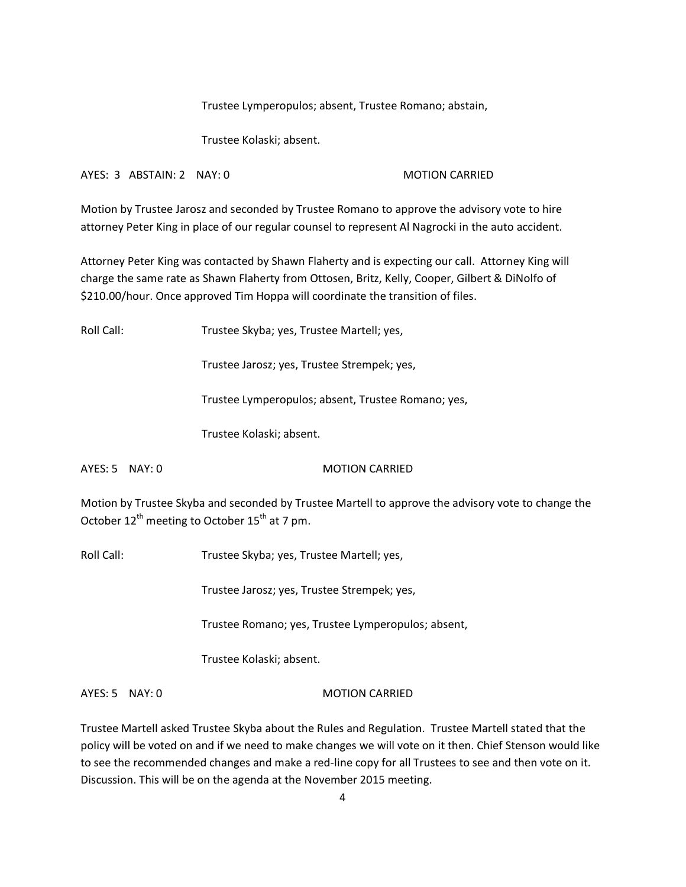Trustee Lymperopulos; absent, Trustee Romano; abstain,

Trustee Kolaski; absent.

AYES: 3 ABSTAIN: 2 NAY: 0 MOTION CARRIED

Motion by Trustee Jarosz and seconded by Trustee Romano to approve the advisory vote to hire attorney Peter King in place of our regular counsel to represent Al Nagrocki in the auto accident.

Attorney Peter King was contacted by Shawn Flaherty and is expecting our call. Attorney King will charge the same rate as Shawn Flaherty from Ottosen, Britz, Kelly, Cooper, Gilbert & DiNolfo of $210.00/hour. Once approved Tim Hoppa will coordinate the transition of files.

Roll Call: Trustee Skyba; yes, Trustee Martell; yes,

Trustee Jarosz; yes, Trustee Strempek; yes,

Trustee Lymperopulos; absent, Trustee Romano; yes,

Trustee Kolaski; absent.

AYES: 5 NAY: 0 MOTION CARRIED

Motion by Trustee Skyba and seconded by Trustee Martell to approve the advisory vote to change the October 12th meeting to October 15th at 7 pm.

Roll Call: Trustee Skyba; yes, Trustee Martell; yes,

Trustee Jarosz; yes, Trustee Strempek; yes,

Trustee Romano; yes, Trustee Lymperopulos; absent,

Trustee Kolaski; absent.

AYES: 5 NAY: 0 MOTION CARRIED

Trustee Martell asked Trustee Skyba about the Rules and Regulation. Trustee Martell stated that the policy will be voted on and if we need to make changes we will vote on it then. Chief Stenson would like to see the recommended changes and make a red-line copy for all Trustees to see and then vote on it. Discussion. This will be on the agenda at the November 2015 meeting.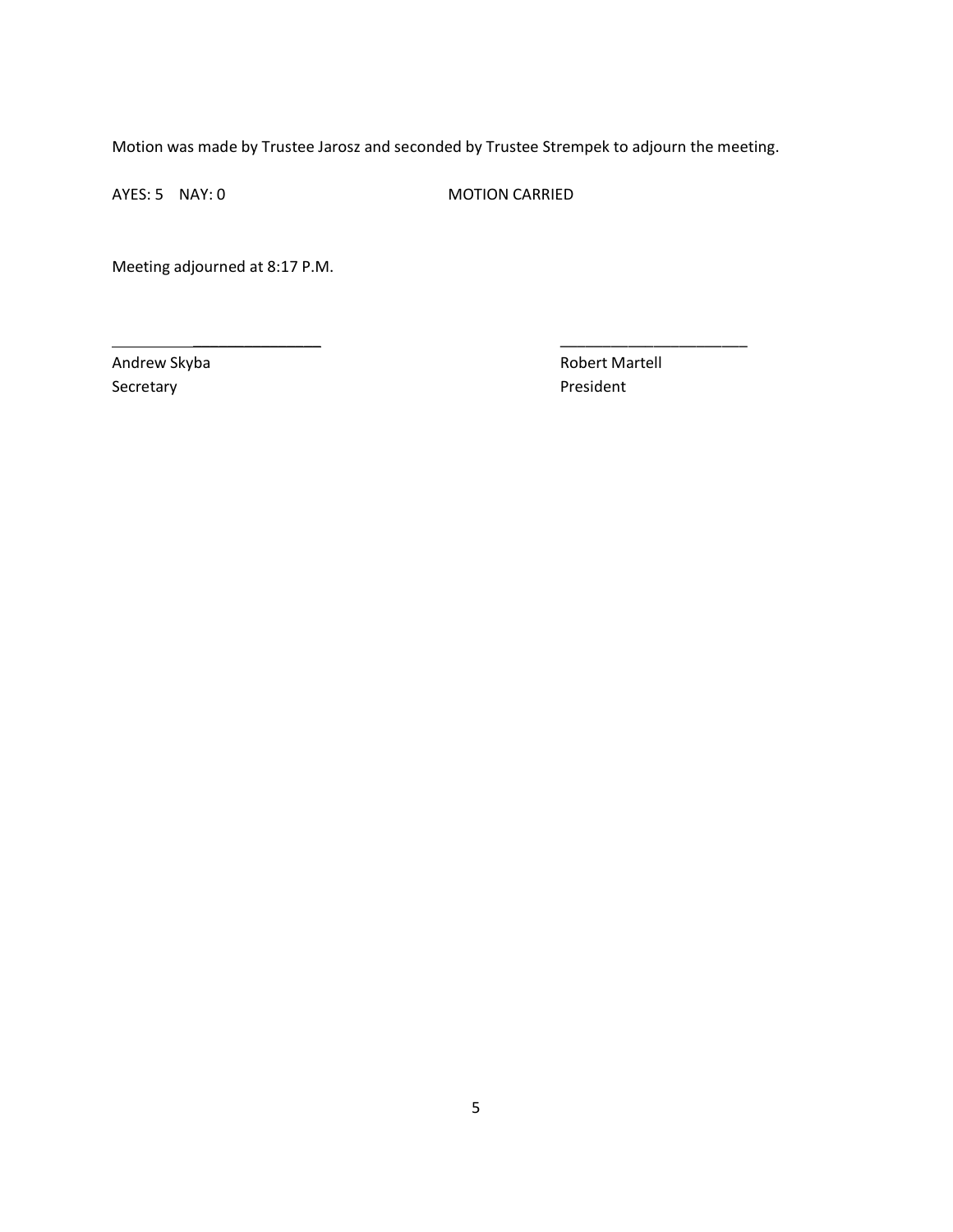Motion was made by Trustee Jarosz and seconded by Trustee Strempek to adjourn the meeting.

AYES: 5 NAY: 0 MOTION CARRIED

Meeting adjourned at 8:17 P.M.

\_\_\_\_\_\_\_\_\_\_\_\_\_\_\_\_\_\_\_\_\_\_\_\_ \_\_\_\_\_\_\_\_\_\_\_\_\_\_\_\_\_\_\_\_\_\_\_\_

Andrew Skyba
Secretary

Robert Martell
President